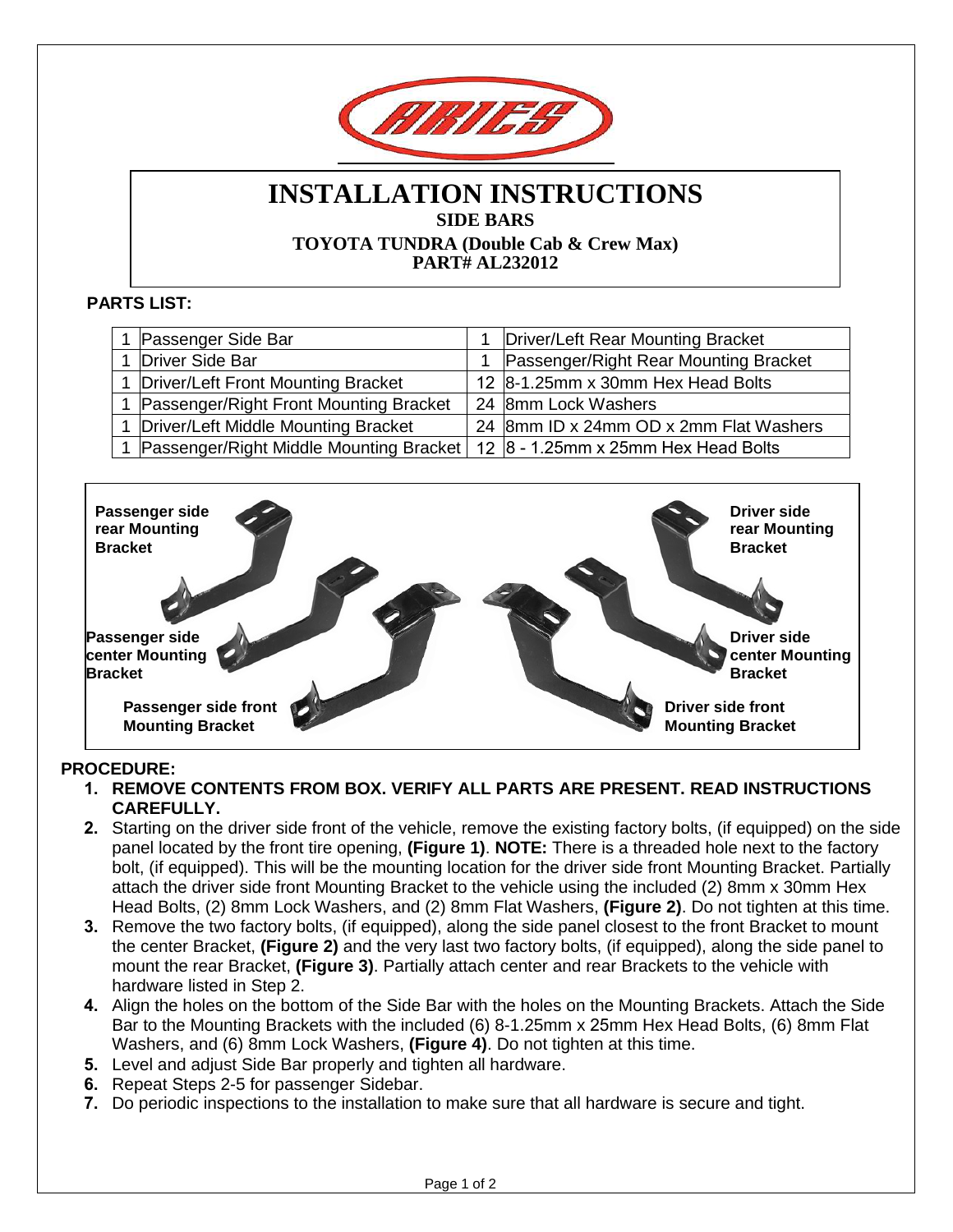# INSTALLATION INSTRUCTIONS

## SIDE BARS

### TOYOTA TUNDRA (Double Cab & Crew Max)

### PART# AL232012

**PARTS LIST:**

| | | | |
|---|---|---|---|
| 1 | Passenger Side Bar | 1 | Driver/Left Rear Mounting Bracket |
| 1 | Driver Side Bar | 1 | Passenger/Right Rear Mounting Bracket |
| 1 | Driver/Left Front Mounting Bracket | 12 | 8-1.25mm x 30mm Hex Head Bolts |
| 1 | Passenger/Right Front Mounting Bracket | 24 | 8mm Lock Washers |
| 1 | Driver/Left Middle Mounting Bracket | 24 | 8mm ID x 24mm OD x 2mm Flat Washers |
| 1 | Passenger/Right Middle Mounting Bracket | 12 | 8 - 1.25mm x 25mm Hex Head Bolts |

**Passenger side rear Mounting Bracket**

**Passenger side center Mounting Bracket**

**Passenger side front Mounting Bracket**

**Driver side rear Mounting Bracket**

**Driver side center Mounting Bracket**

**Driver side front Mounting Bracket**

**PROCEDURE:**

1. **REMOVE CONTENTS FROM BOX. VERIFY ALL PARTS ARE PRESENT. READ INSTRUCTIONS CAREFULLY.**
2. Starting on the driver side front of the vehicle, remove the existing factory bolts, (if equipped) on the side panel located by the front tire opening, **(Figure 1)**. **NOTE:** There is a threaded hole next to the factory bolt, (if equipped). This will be the mounting location for the driver side front Mounting Bracket. Partially attach the driver side front Mounting Bracket to the vehicle using the included (2) 8mm x 30mm Hex Head Bolts, (2) 8mm Lock Washers, and (2) 8mm Flat Washers, **(Figure 2)**. Do not tighten at this time.
3. Remove the two factory bolts, (if equipped), along the side panel closest to the front Bracket to mount the center Bracket, **(Figure 2)** and the very last two factory bolts, (if equipped), along the side panel to mount the rear Bracket, **(Figure 3)**. Partially attach center and rear Brackets to the vehicle with hardware listed in Step 2.
4. Align the holes on the bottom of the Side Bar with the holes on the Mounting Brackets. Attach the Side Bar to the Mounting Brackets with the included (6) 8-1.25mm x 25mm Hex Head Bolts, (6) 8mm Flat Washers, and (6) 8mm Lock Washers, **(Figure 4)**. Do not tighten at this time.
5. Level and adjust Side Bar properly and tighten all hardware.
6. Repeat Steps 2-5 for passenger Sidebar.
7. Do periodic inspections to the installation to make sure that all hardware is secure and tight.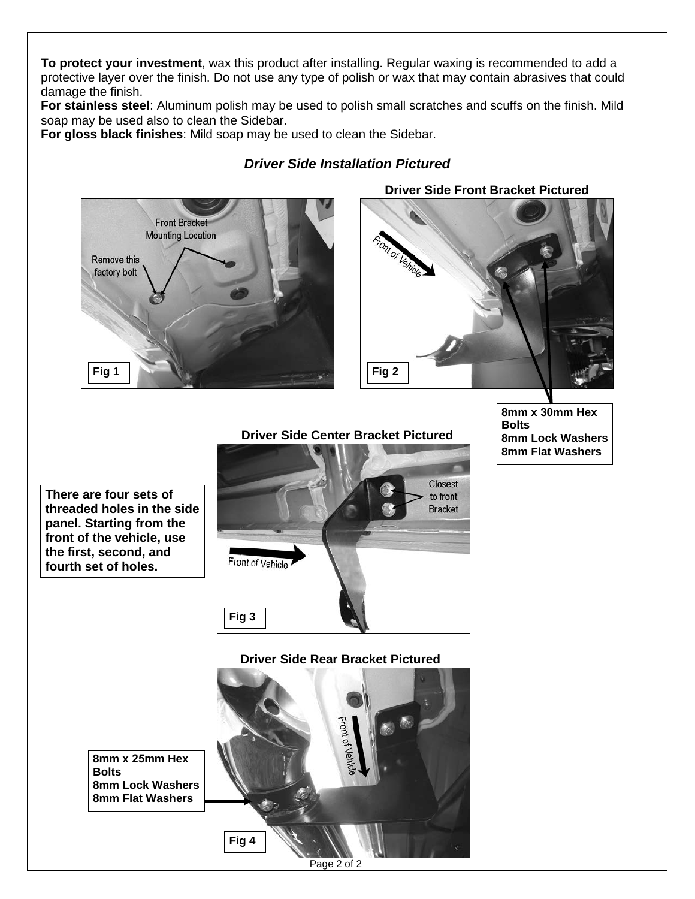**To protect your investment**, wax this product after installing. Regular waxing is recommended to add a protective layer over the finish. Do not use any type of polish or wax that may contain abrasives that could damage the finish.

**For stainless steel**: Aluminum polish may be used to polish small scratches and scuffs on the finish. Mild soap may be used also to clean the Sidebar.

**For gloss black finishes**: Mild soap may be used to clean the Sidebar.

***Driver Side Installation Pictured***

Front Bracket Mounting Location

Remove this factory bolt

Fig 1

**Driver Side Front Bracket Pictured**

Front of Vehicle

Fig 2

**8mm x 30mm Hex Bolts**
**8mm Lock Washers**
**8mm Flat Washers**

**Driver Side Center Bracket Pictured**

**There are four sets of threaded holes in the side panel. Starting from the front of the vehicle, use the first, second, and fourth set of holes.**

Closest to front Bracket

Front of Vehicle

Fig 3

**Driver Side Rear Bracket Pictured**

Front of Vehicle

**8mm x 25mm Hex Bolts**
**8mm Lock Washers**
**8mm Flat Washers**

Fig 4